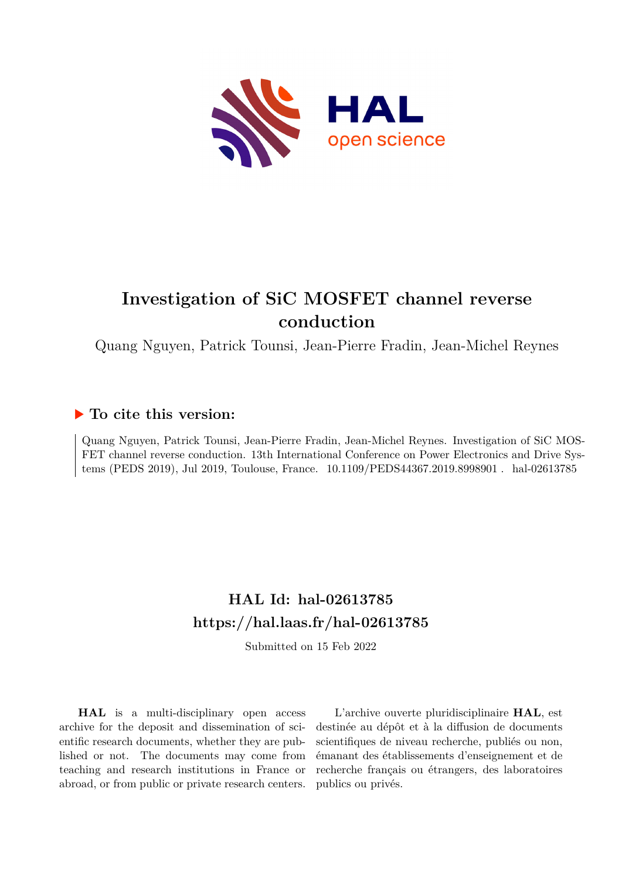# Investigation of SiC MOSFET channel reverse conduction

Quang Nguyen, Patrick Tounsi, Jean-Pierre Fradin, Jean-Michel Reynes

## To cite this version:

Quang Nguyen, Patrick Tounsi, Jean-Pierre Fradin, Jean-Michel Reynes. Investigation of SiC MOSFET channel reverse conduction. 13th International Conference on Power Electronics and Drive Systems (PEDS 2019), Jul 2019, Toulouse, France. 10.1109/PEDS44367.2019.8998901 . hal-02613785

## HAL Id: hal-02613785
## https://hal.laas.fr/hal-02613785

Submitted on 15 Feb 2022

**HAL** is a multi-disciplinary open access archive for the deposit and dissemination of scientific research documents, whether they are published or not. The documents may come from teaching and research institutions in France or abroad, or from public or private research centers.

L'archive ouverte pluridisciplinaire **HAL**, est destinée au dépôt et à la diffusion de documents scientifiques de niveau recherche, publiés ou non, émanant des établissements d'enseignement et de recherche français ou étrangers, des laboratoires publics ou privés.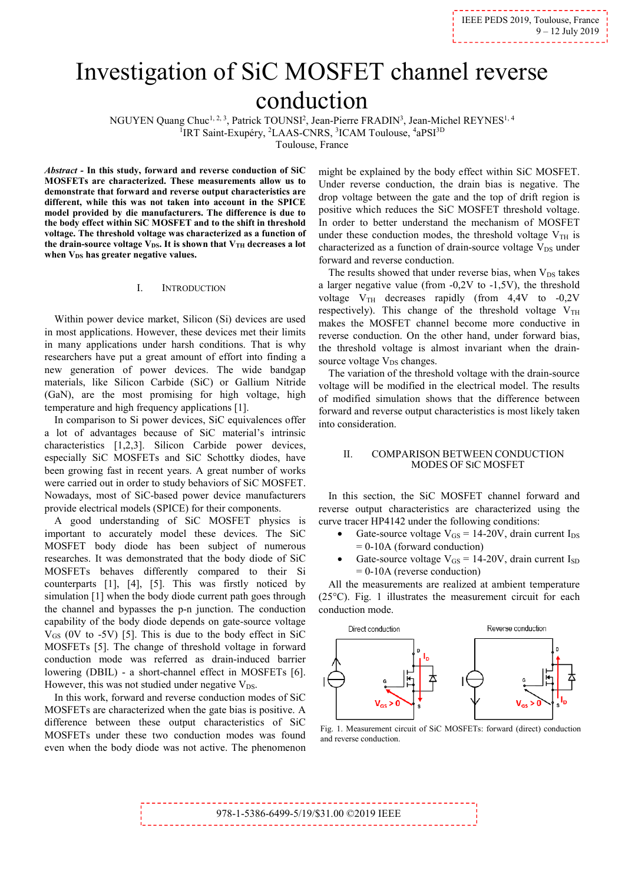# Investigation of SiC MOSFET channel reverse conduction

NGUYEN Quang Chuc[1, 2, 3], Patrick TOUSNI[2], Jean-Pierre FRADIN[3], Jean-Michel REYNES[1, 4]
[1]IRT Saint-Exupéry, [2]LAAS-CNRS, [3]ICAM Toulouse, [4]aPSI[3D]
Toulouse, France

***Abstract* - In this study, forward and reverse conduction of SiC MOSFETs are characterized. These measurements allow us to demonstrate that forward and reverse output characteristics are different, while this was not taken into account in the SPICE model provided by die manufacturers. The difference is due to the body effect within SiC MOSFET and to the shift in threshold voltage. The threshold voltage was characterized as a function of the drain-source voltage $V_{DS}$. It is shown that $V_{TH}$ decreases a lot when $V_{DS}$ has greater negative values.**

## I. Introduction

Within power device market, Silicon (Si) devices are used in most applications. However, these devices met their limits in many applications under harsh conditions. That is why researchers have put a great amount of effort into finding a new generation of power devices. The wide bandgap materials, like Silicon Carbide (SiC) or Gallium Nitride (GaN), are the most promising for high voltage, high temperature and high frequency applications [1].

In comparison to Si power devices, SiC equivalences offer a lot of advantages because of SiC material's intrinsic characteristics [1,2,3]. Silicon Carbide power devices, especially SiC MOSFETs and SiC Schottky diodes, have been growing fast in recent years. A great number of works were carried out in order to study behaviors of SiC MOSFET. Nowadays, most of SiC-based power device manufacturers provide electrical models (SPICE) for their components.

A good understanding of SiC MOSFET physics is important to accurately model these devices. The SiC MOSFET body diode has been subject of numerous researches. It was demonstrated that the body diode of SiC MOSFETs behaves differently compared to their Si counterparts [1], [4], [5]. This was firstly noticed by simulation [1] when the body diode current path goes through the channel and bypasses the p-n junction. The conduction capability of the body diode depends on gate-source voltage $V_{GS}$ (0V to -5V) [5]. This is due to the body effect in SiC MOSFETs [5]. The change of threshold voltage in forward conduction mode was referred as drain-induced barrier lowering (DBIL) - a short-channel effect in MOSFETs [6]. However, this was not studied under negative $V_{DS}$.

In this work, forward and reverse conduction modes of SiC MOSFETs are characterized when the gate bias is positive. A difference between these output characteristics of SiC MOSFETs under these two conduction modes was found even when the body diode was not active. The phenomenon might be explained by the body effect within SiC MOSFET. Under reverse conduction, the drain bias is negative. The drop voltage between the gate and the top of drift region is positive which reduces the SiC MOSFET threshold voltage. In order to better understand the mechanism of MOSFET under these conduction modes, the threshold voltage $V_{TH}$ is characterized as a function of drain-source voltage $V_{DS}$ under forward and reverse conduction.

The results showed that under reverse bias, when $V_{DS}$ takes a larger negative value (from -0,2V to -1,5V), the threshold voltage $V_{TH}$ decreases rapidly (from 4,4V to -0,2V respectively). This change of the threshold voltage $V_{TH}$ makes the MOSFET channel become more conductive in reverse conduction. On the other hand, under forward bias, the threshold voltage is almost invariant when the drain-source voltage $V_{DS}$ changes.

The variation of the threshold voltage with the drain-source voltage will be modified in the electrical model. The results of modified simulation shows that the difference between forward and reverse output characteristics is most likely taken into consideration.

## II. Comparison Between Conduction Modes of SiC MOSFET

In this section, the SiC MOSFET channel forward and reverse output characteristics are characterized using the curve tracer HP4142 under the following conditions:

- Gate-source voltage $V_{GS}$ = 14-20V, drain current $I_{DS}$ = 0-10A (forward conduction)
- Gate-source voltage $V_{GS}$ = 14-20V, drain current $I_{SD}$ = 0-10A (reverse conduction)

All the measurements are realized at ambient temperature (25°C). Fig. 1 illustrates the measurement circuit for each conduction mode.

Fig. 1. Measurement circuit of SiC MOSFETs: forward (direct) conduction and reverse conduction.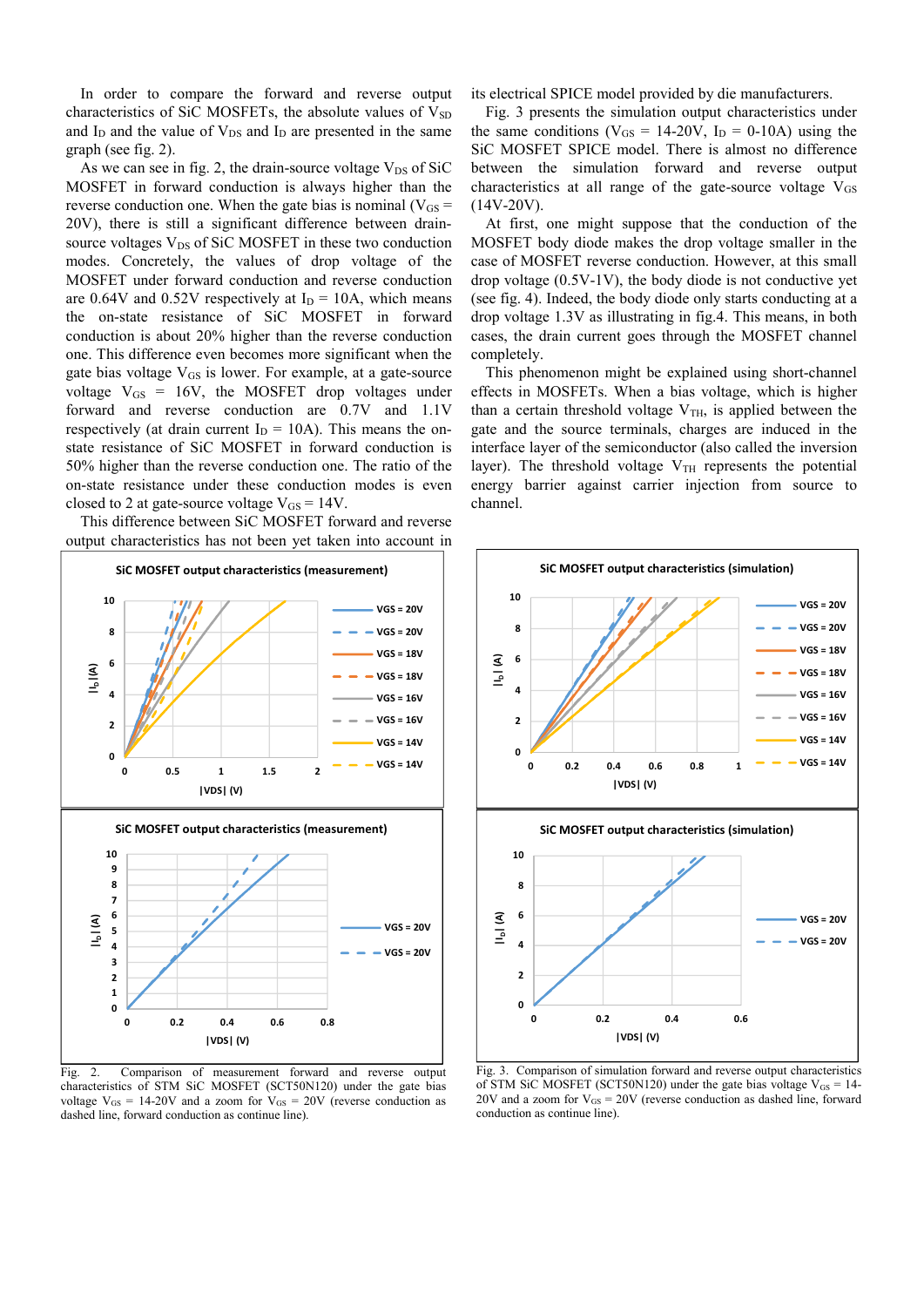In order to compare the forward and reverse output characteristics of SiC MOSFETs, the absolute values of $V_{SD}$ and $I_D$ and the value of $V_{DS}$ and $I_D$ are presented in the same graph (see fig. 2).

As we can see in fig. 2, the drain-source voltage $V_{DS}$ of SiC MOSFET in forward conduction is always higher than the reverse conduction one. When the gate bias is nominal ($V_{GS}$ = 20V), there is still a significant difference between drain-source voltages $V_{DS}$ of SiC MOSFET in these two conduction modes. Concretely, the values of drop voltage of the MOSFET under forward conduction and reverse conduction are 0.64V and 0.52V respectively at $I_D$ = 10A, which means the on-state resistance of SiC MOSFET in forward conduction is about 20% higher than the reverse conduction one. This difference even becomes more significant when the gate bias voltage $V_{GS}$ is lower. For example, at a gate-source voltage $V_{GS}$ = 16V, the MOSFET drop voltages under forward and reverse conduction are 0.7V and 1.1V respectively (at drain current $I_D$ = 10A). This means the on-state resistance of SiC MOSFET in forward conduction is 50% higher than the reverse conduction one. The ratio of the on-state resistance under these conduction modes is even closed to 2 at gate-source voltage $V_{GS}$ = 14V.

This difference between SiC MOSFET forward and reverse output characteristics has not been yet taken into account in its electrical SPICE model provided by die manufacturers.

Fig. 3 presents the simulation output characteristics under the same conditions ($V_{GS}$ = 14-20V, $I_D$ = 0-10A) using the SiC MOSFET SPICE model. There is almost no difference between the simulation forward and reverse output characteristics at all range of the gate-source voltage $V_{GS}$ (14V-20V).

At first, one might suppose that the conduction of the MOSFET body diode makes the drop voltage smaller in the case of MOSFET reverse conduction. However, at this small drop voltage (0.5V-1V), the body diode is not conductive yet (see fig. 4). Indeed, the body diode only starts conducting at a drop voltage 1.3V as illustrating in fig.4. This means, in both cases, the drain current goes through the MOSFET channel completely.

This phenomenon might be explained using short-channel effects in MOSFETs. When a bias voltage, which is higher than a certain threshold voltage $V_{TH}$, is applied between the gate and the source terminals, charges are induced in the interface layer of the semiconductor (also called the inversion layer). The threshold voltage $V_{TH}$ represents the potential energy barrier against carrier injection from source to channel.

Fig. 2. Comparison of measurement forward and reverse output characteristics of STM SiC MOSFET (SCT50N120) under the gate bias voltage $V_{GS}$ = 14-20V and a zoom for $V_{GS}$ = 20V (reverse conduction as dashed line, forward conduction as continue line).

Fig. 3. Comparison of simulation forward and reverse output characteristics of STM SiC MOSFET (SCT50N120) under the gate bias voltage $V_{GS}$ = 14-20V and a zoom for $V_{GS}$ = 20V (reverse conduction as dashed line, forward conduction as continue line).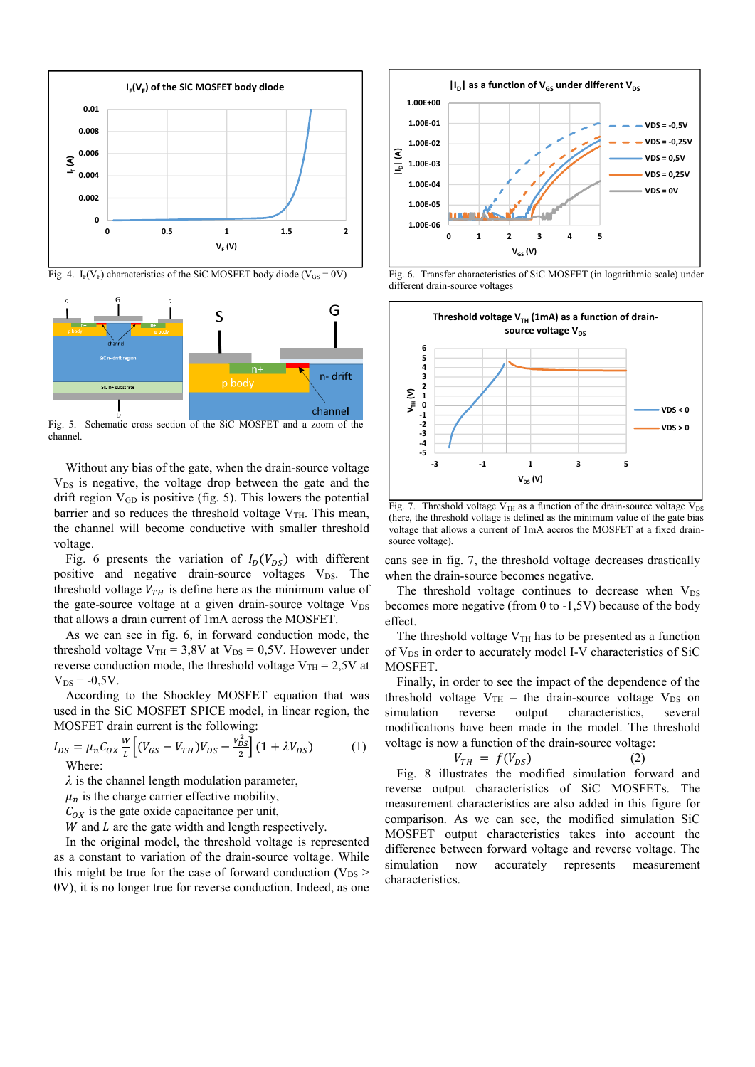Fig. 4. $I_F(V_F)$ characteristics of the SiC MOSFET body diode ($V_{GS}$ = 0V)

Fig. 5. Schematic cross section of the SiC MOSFET and a zoom of the channel.

Without any bias of the gate, when the drain-source voltage $V_{DS}$ is negative, the voltage drop between the gate and the drift region $V_{GD}$ is positive (fig. 5). This lowers the potential barrier and so reduces the threshold voltage $V_{TH}$. This mean, the channel will become conductive with smaller threshold voltage.

Fig. 6 presents the variation of $I_D(V_{DS})$ with different positive and negative drain-source voltages $V_{DS}$. The threshold voltage $V_{TH}$ is define here as the minimum value of the gate-source voltage at a given drain-source voltage $V_{DS}$ that allows a drain current of 1mA across the MOSFET.

As we can see in fig. 6, in forward conduction mode, the threshold voltage $V_{TH}$ = 3,8V at $V_{DS}$ = 0,5V. However under reverse conduction mode, the threshold voltage $V_{TH}$ = 2,5V at $V_{DS}$ = -0,5V.

According to the Shockley MOSFET equation that was used in the SiC MOSFET SPICE model, in linear region, the MOSFET drain current is the following:

$$I_{DS} = \mu_n C_{OX} \frac{W}{L}\left[(V_{GS} - V_{TH})V_{DS} - \frac{V_{DS}^2}{2}\right](1 + \lambda V_{DS}) \quad (1)$$

Where:

$\lambda$ is the channel length modulation parameter,

$\mu_n$ is the charge carrier effective mobility,

$C_{OX}$ is the gate oxide capacitance per unit,

$W$ and $L$ are the gate width and length respectively.

In the original model, the threshold voltage is represented as a constant to variation of the drain-source voltage. While this might be true for the case of forward conduction ($V_{DS}$ > 0V), it is no longer true for reverse conduction. Indeed, as one cans see in fig. 7, the threshold voltage decreases drastically when the drain-source becomes negative.

Fig. 6. Transfer characteristics of SiC MOSFET (in logarithmic scale) under different drain-source voltages

Fig. 7. Threshold voltage $V_{TH}$ as a function of the drain-source voltage $V_{DS}$ (here, the threshold voltage is defined as the minimum value of the gate bias voltage that allows a current of 1mA accros the MOSFET at a fixed drain-source voltage).

The threshold voltage continues to decrease when $V_{DS}$ becomes more negative (from 0 to -1,5V) because of the body effect.

The threshold voltage $V_{TH}$ has to be presented as a function of $V_{DS}$ in order to accurately model I-V characteristics of SiC MOSFET.

Finally, in order to see the impact of the dependence of the threshold voltage $V_{TH}$ – the drain-source voltage $V_{DS}$ on simulation reverse output characteristics, several modifications have been made in the model. The threshold voltage is now a function of the drain-source voltage:

$$V_{TH} = f(V_{DS}) \quad (2)$$

Fig. 8 illustrates the modified simulation forward and reverse output characteristics of SiC MOSFETs. The measurement characteristics are also added in this figure for comparison. As we can see, the modified simulation SiC MOSFET output characteristics takes into account the difference between forward voltage and reverse voltage. The simulation now accurately represents measurement characteristics.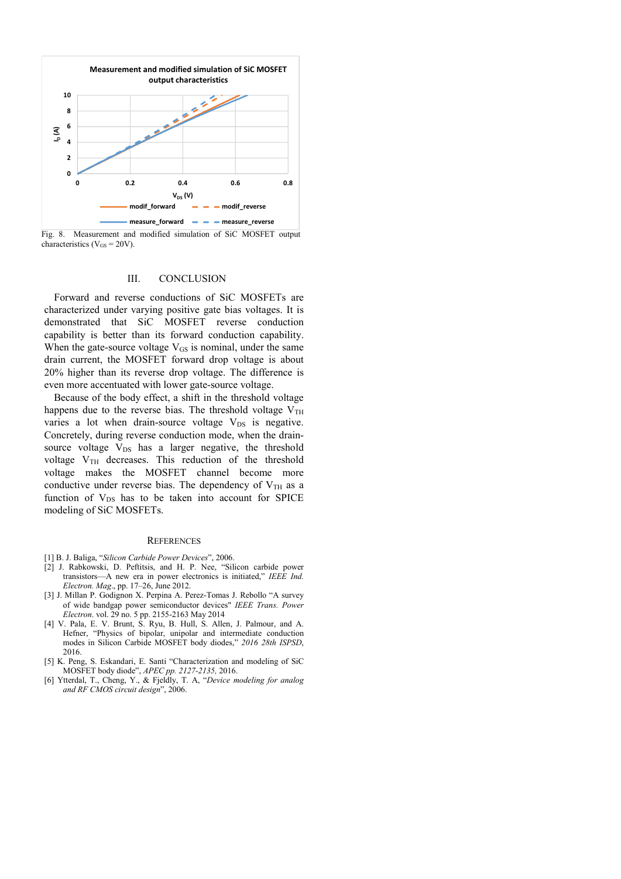Measurement and modified simulation of SiC MOSFET output characteristics

10
8
6
4
2
0

$I_D$ (A)

0
0.2
0.4
0.6
0.8

$V_{DS}$ (V)

modif_forward
modif_reverse
measure_forward
measure_reverse

Fig. 8. Measurement and modified simulation of SiC MOSFET output characteristics ($V_{GS}$ = 20V).

## III. CONCLUSION

Forward and reverse conductions of SiC MOSFETs are characterized under varying positive gate bias voltages. It is demonstrated that SiC MOSFET reverse conduction capability is better than its forward conduction capability. When the gate-source voltage $V_{GS}$ is nominal, under the same drain current, the MOSFET forward drop voltage is about 20% higher than its reverse drop voltage. The difference is even more accentuated with lower gate-source voltage.

Because of the body effect, a shift in the threshold voltage happens due to the reverse bias. The threshold voltage $V_{TH}$ varies a lot when drain-source voltage $V_{DS}$ is negative. Concretely, during reverse conduction mode, when the drain-source voltage $V_{DS}$ has a larger negative, the threshold voltage $V_{TH}$ decreases. This reduction of the threshold voltage makes the MOSFET channel become more conductive under reverse bias. The dependency of $V_{TH}$ as a function of $V_{DS}$ has to be taken into account for SPICE modeling of SiC MOSFETs.

## REFERENCES

[1] B. J. Baliga, "*Silicon Carbide Power Devices*", 2006.

[2] J. Rabkowski, D. Peftitsis, and H. P. Nee, "Silicon carbide power transistors—A new era in power electronics is initiated," *IEEE Ind. Electron. Mag*., pp. 17–26, June 2012.

[3] J. Millan P. Godignon X. Perpina A. Perez-Tomas J. Rebollo "A survey of wide bandgap power semiconductor devices" *IEEE Trans. Power Electron*. vol. 29 no. 5 pp. 2155-2163 May 2014

[4] V. Pala, E. V. Brunt, S. Ryu, B. Hull, S. Allen, J. Palmour, and A. Hefner, "Physics of bipolar, unipolar and intermediate conduction modes in Silicon Carbide MOSFET body diodes," *2016 28th ISPSD*, 2016.

[5] K. Peng, S. Eskandari, E. Santi "Characterization and modeling of SiC MOSFET body diode", *APEC pp. 2127-2135,* 2016.

[6] Ytterdal, T., Cheng, Y., & Fjeldly, T. A, "*Device modeling for analog and RF CMOS circuit design*", 2006.